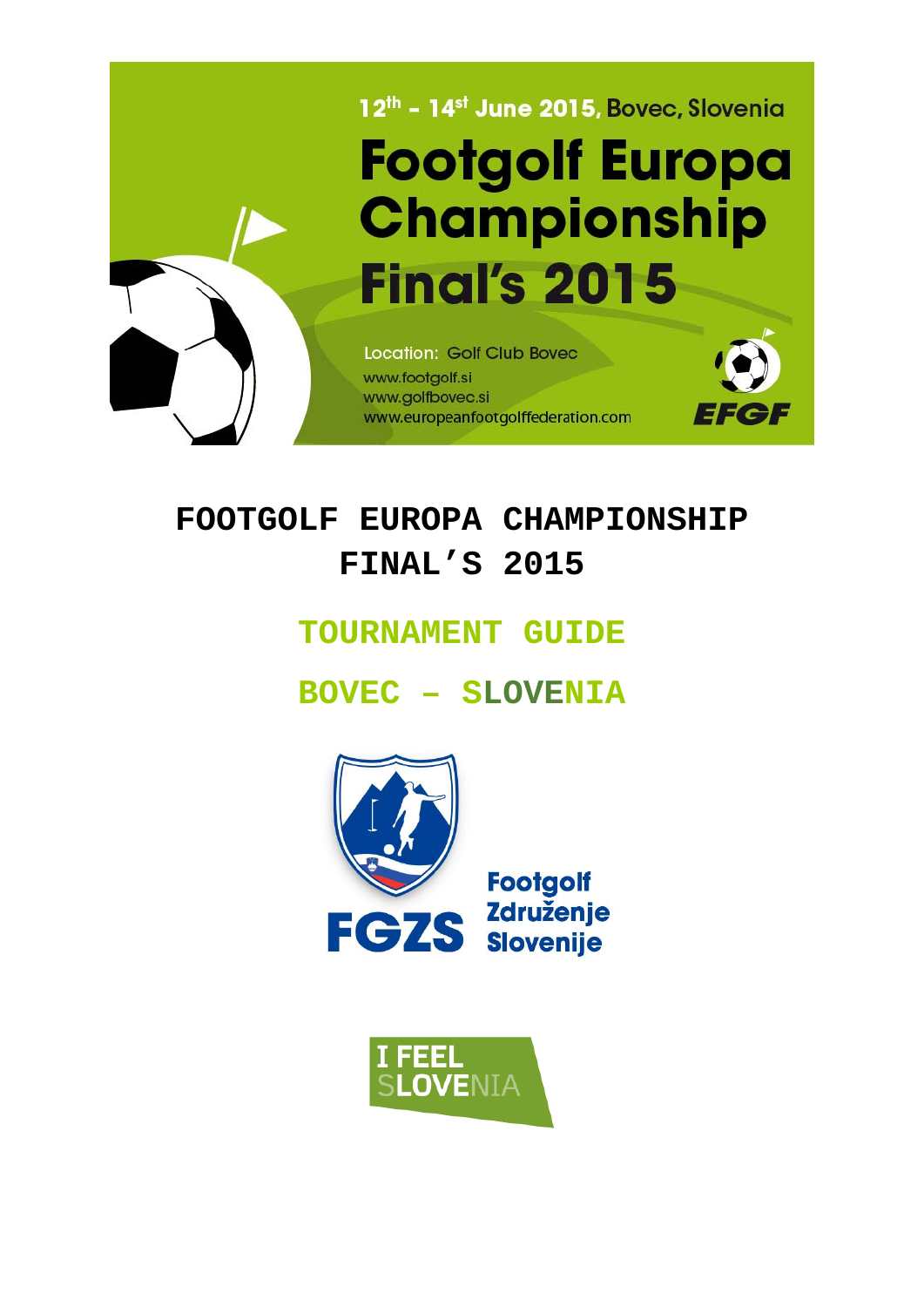12th - 14st June 2015, Bovec, Slovenia

Footgolf Europa Championship Final's 2015

Location: Golf Club Bovec

www.footgolf.si
www.golfbovec.si
www.europeanfootgolffederation.com

EFGF

# FOOTGOLF EUROPA CHAMPIONSHIP FINAL'S 2015

## TOURNAMENT GUIDE

## BOVEC – SLOVENIA

FGZS Footgolf Združenje Slovenije

I FEEL SLOVENIA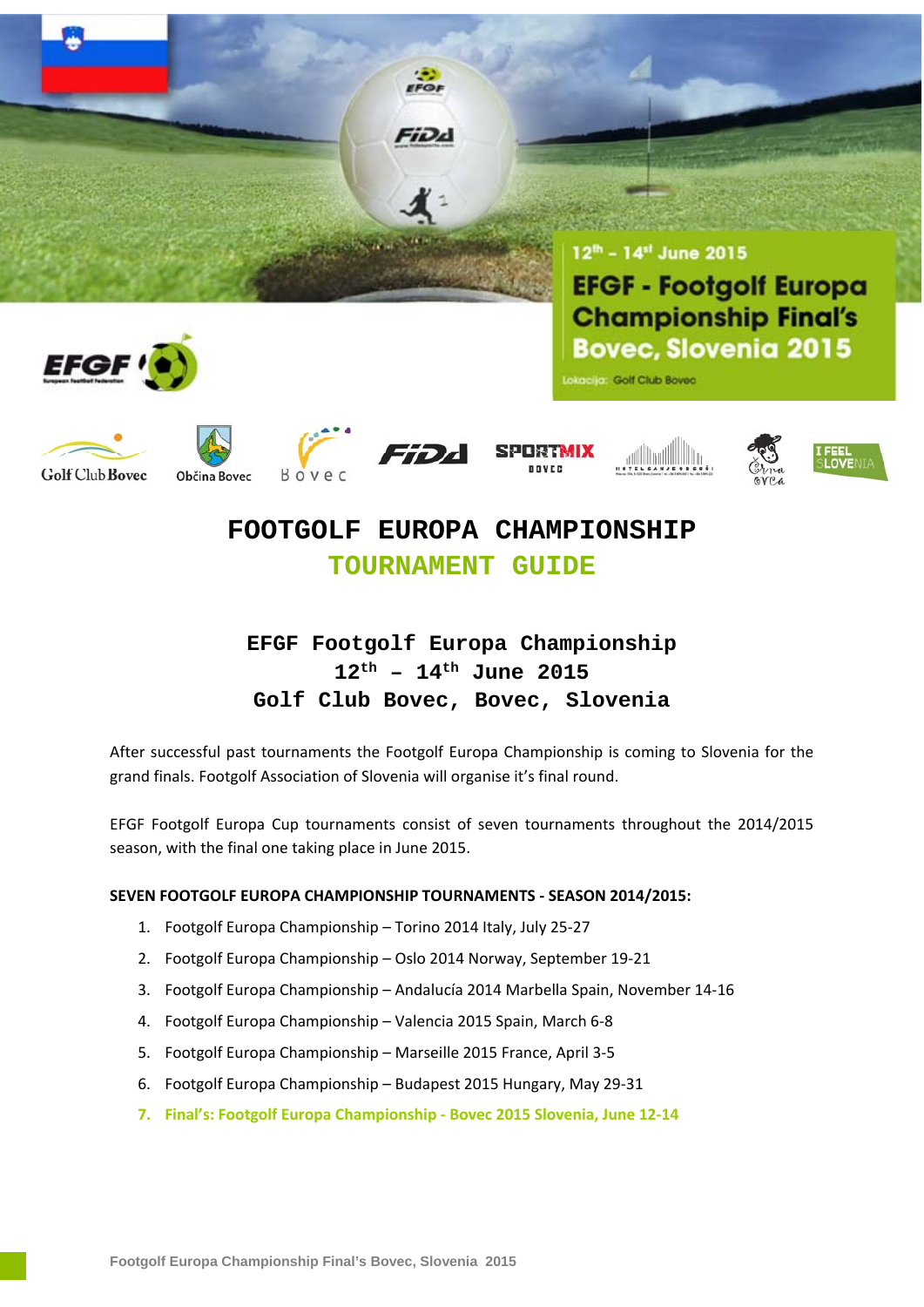12th - 14st June 2015

EFGF - Footgolf Europa Championship Final's Bovec, Slovenia 2015

Lokacija: Golf Club Bovec

# FOOTGOLF EUROPA CHAMPIONSHIP

## TOURNAMENT GUIDE

### EFGF Footgolf Europa Championship
### 12th – 14th June 2015
### Golf Club Bovec, Bovec, Slovenia

After successful past tournaments the Footgolf Europa Championship is coming to Slovenia for the grand finals. Footgolf Association of Slovenia will organise it's final round.

EFGF Footgolf Europa Cup tournaments consist of seven tournaments throughout the 2014/2015 season, with the final one taking place in June 2015.

**SEVEN FOOTGOLF EUROPA CHAMPIONSHIP TOURNAMENTS - SEASON 2014/2015:**

1. Footgolf Europa Championship – Torino 2014 Italy, July 25-27
2. Footgolf Europa Championship – Oslo 2014 Norway, September 19-21
3. Footgolf Europa Championship – Andalucía 2014 Marbella Spain, November 14-16
4. Footgolf Europa Championship – Valencia 2015 Spain, March 6-8
5. Footgolf Europa Championship – Marseille 2015 France, April 3-5
6. Footgolf Europa Championship – Budapest 2015 Hungary, May 29-31
7. **Final's: Footgolf Europa Championship - Bovec 2015 Slovenia, June 12-14**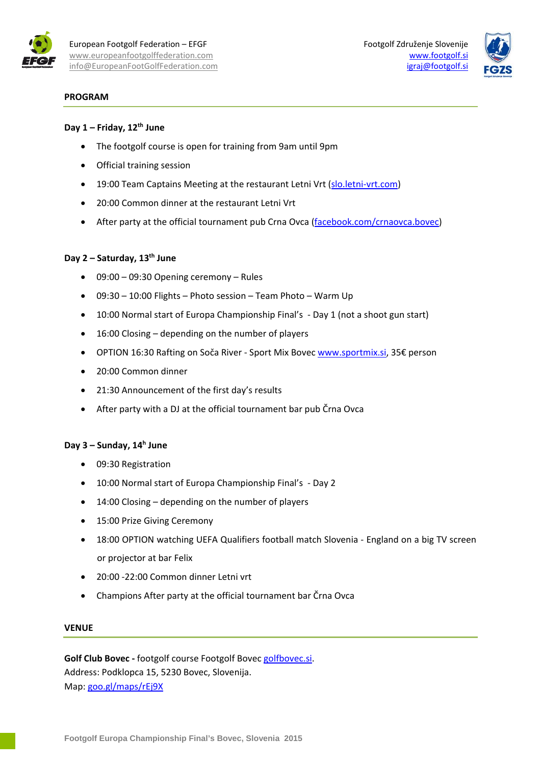European Footgolf Federation – EFGF
www.europeanfootgolffederation.com
info@EuropeanFootGolfFederation.com

Footgolf Združenje Slovenije
www.footgolf.si
igraj@footgolf.si

## PROGRAM

### Day 1 – Friday, 12th June

- The footgolf course is open for training from 9am until 9pm
- Official training session
- 19:00 Team Captains Meeting at the restaurant Letni Vrt (slo.letni-vrt.com)
- 20:00 Common dinner at the restaurant Letni Vrt
- After party at the official tournament pub Crna Ovca (facebook.com/crnaovca.bovec)

### Day 2 – Saturday, 13th June

- 09:00 – 09:30 Opening ceremony – Rules
- 09:30 – 10:00 Flights – Photo session – Team Photo – Warm Up
- 10:00 Normal start of Europa Championship Final's - Day 1 (not a shoot gun start)
- 16:00 Closing – depending on the number of players
- OPTION 16:30 Rafting on Soča River - Sport Mix Bovec www.sportmix.si, 35€ person
- 20:00 Common dinner
- 21:30 Announcement of the first day's results
- After party with a DJ at the official tournament bar pub Črna Ovca

### Day 3 – Sunday, 14h June

- 09:30 Registration
- 10:00 Normal start of Europa Championship Final's - Day 2
- 14:00 Closing – depending on the number of players
- 15:00 Prize Giving Ceremony
- 18:00 OPTION watching UEFA Qualifiers football match Slovenia - England on a big TV screen or projector at bar Felix
- 20:00 -22:00 Common dinner Letni vrt
- Champions After party at the official tournament bar Črna Ovca

## VENUE

**Golf Club Bovec -** footgolf course Footgolf Bovec golfbovec.si.
Address: Podklopca 15, 5230 Bovec, Slovenija.
Map: goo.gl/maps/rEj9X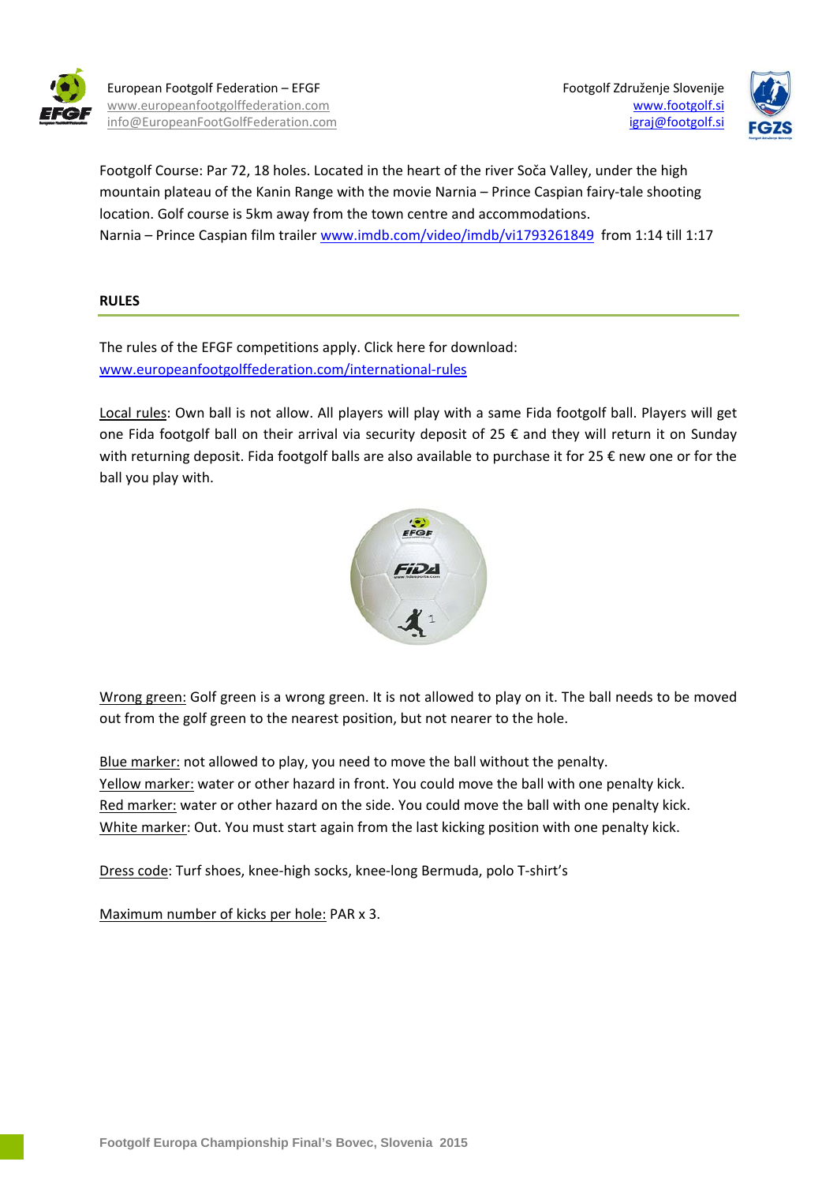Footgolf Course: Par 72, 18 holes. Located in the heart of the river Soča Valley, under the high mountain plateau of the Kanin Range with the movie Narnia – Prince Caspian fairy-tale shooting location. Golf course is 5km away from the town centre and accommodations.
Narnia – Prince Caspian film trailer www.imdb.com/video/imdb/vi1793261849 from 1:14 till 1:17

## RULES

The rules of the EFGF competitions apply. Click here for download: www.europeanfootgolffederation.com/international-rules

Local rules: Own ball is not allow. All players will play with a same Fida footgolf ball. Players will get one Fida footgolf ball on their arrival via security deposit of 25 € and they will return it on Sunday with returning deposit. Fida footgolf balls are also available to purchase it for 25 € new one or for the ball you play with.

Wrong green: Golf green is a wrong green. It is not allowed to play on it. The ball needs to be moved out from the golf green to the nearest position, but not nearer to the hole.

Blue marker: not allowed to play, you need to move the ball without the penalty.
Yellow marker: water or other hazard in front. You could move the ball with one penalty kick.
Red marker: water or other hazard on the side. You could move the ball with one penalty kick.
White marker: Out. You must start again from the last kicking position with one penalty kick.

Dress code: Turf shoes, knee-high socks, knee-long Bermuda, polo T-shirt's

Maximum number of kicks per hole: PAR x 3.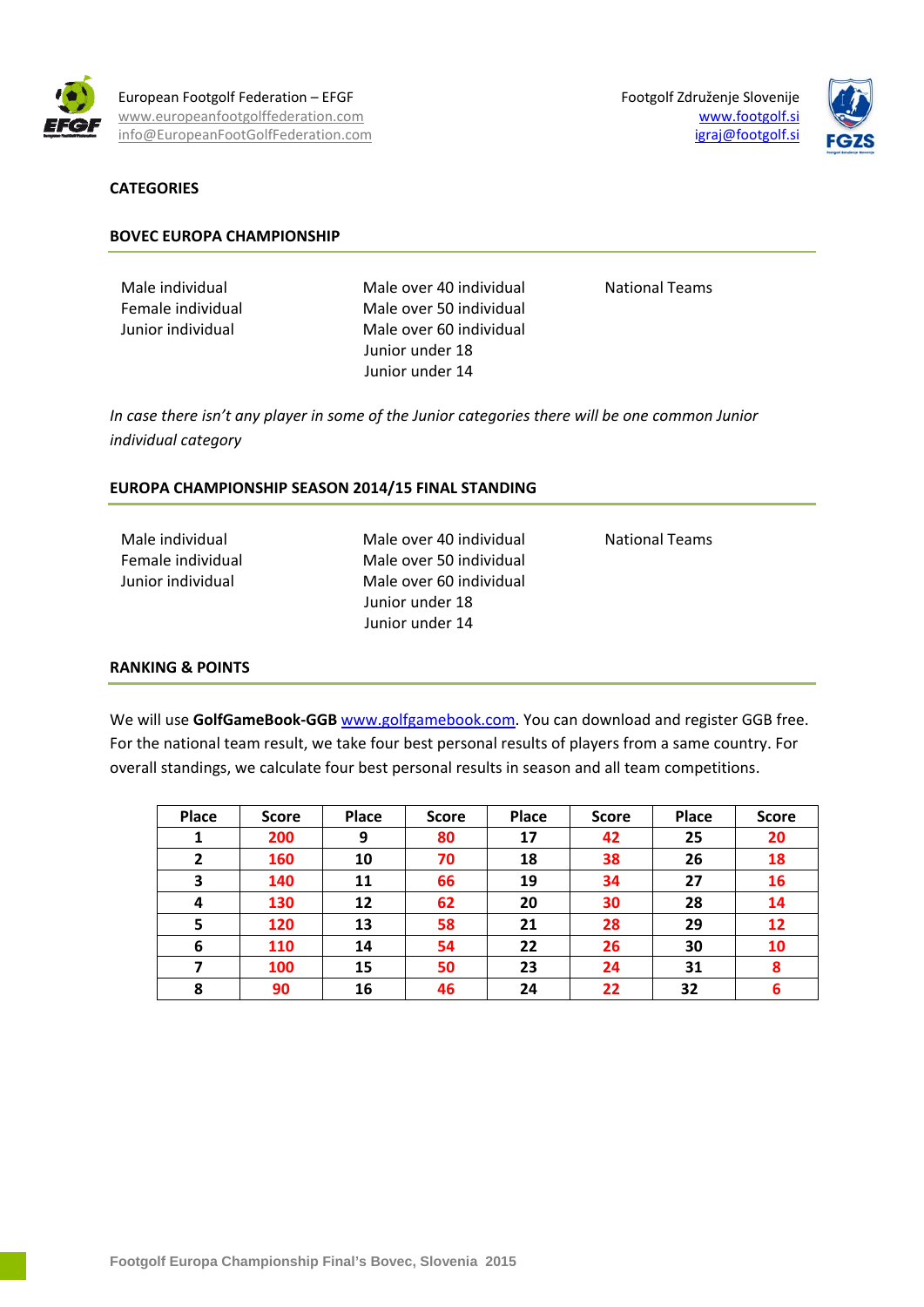European Footgolf Federation – EFGF
www.europeanfootgolffederation.com
info@EuropeanFootGolfFederation.com

Footgolf Združenje Slovenije
www.footgolf.si
igraj@footgolf.si

## CATEGORIES

### BOVEC EUROPA CHAMPIONSHIP

Male individual
Female individual
Junior individual

Male over 40 individual
Male over 50 individual
Male over 60 individual
Junior under 18
Junior under 14

National Teams

*In case there isn't any player in some of the Junior categories there will be one common Junior individual category*

### EUROPA CHAMPIONSHIP SEASON 2014/15 FINAL STANDING

Male individual
Female individual
Junior individual

Male over 40 individual
Male over 50 individual
Male over 60 individual
Junior under 18
Junior under 14

National Teams

### RANKING & POINTS

We will use **GolfGameBook-GGB** www.golfgamebook.com. You can download and register GGB free. For the national team result, we take four best personal results of players from a same country. For overall standings, we calculate four best personal results in season and all team competitions.

| Place | Score | Place | Score | Place | Score | Place | Score |
|---|---|---|---|---|---|---|---|
| 1 | 200 | 9 | 80 | 17 | 42 | 25 | 20 |
| 2 | 160 | 10 | 70 | 18 | 38 | 26 | 18 |
| 3 | 140 | 11 | 66 | 19 | 34 | 27 | 16 |
| 4 | 130 | 12 | 62 | 20 | 30 | 28 | 14 |
| 5 | 120 | 13 | 58 | 21 | 28 | 29 | 12 |
| 6 | 110 | 14 | 54 | 22 | 26 | 30 | 10 |
| 7 | 100 | 15 | 50 | 23 | 24 | 31 | 8 |
| 8 | 90 | 16 | 46 | 24 | 22 | 32 | 6 |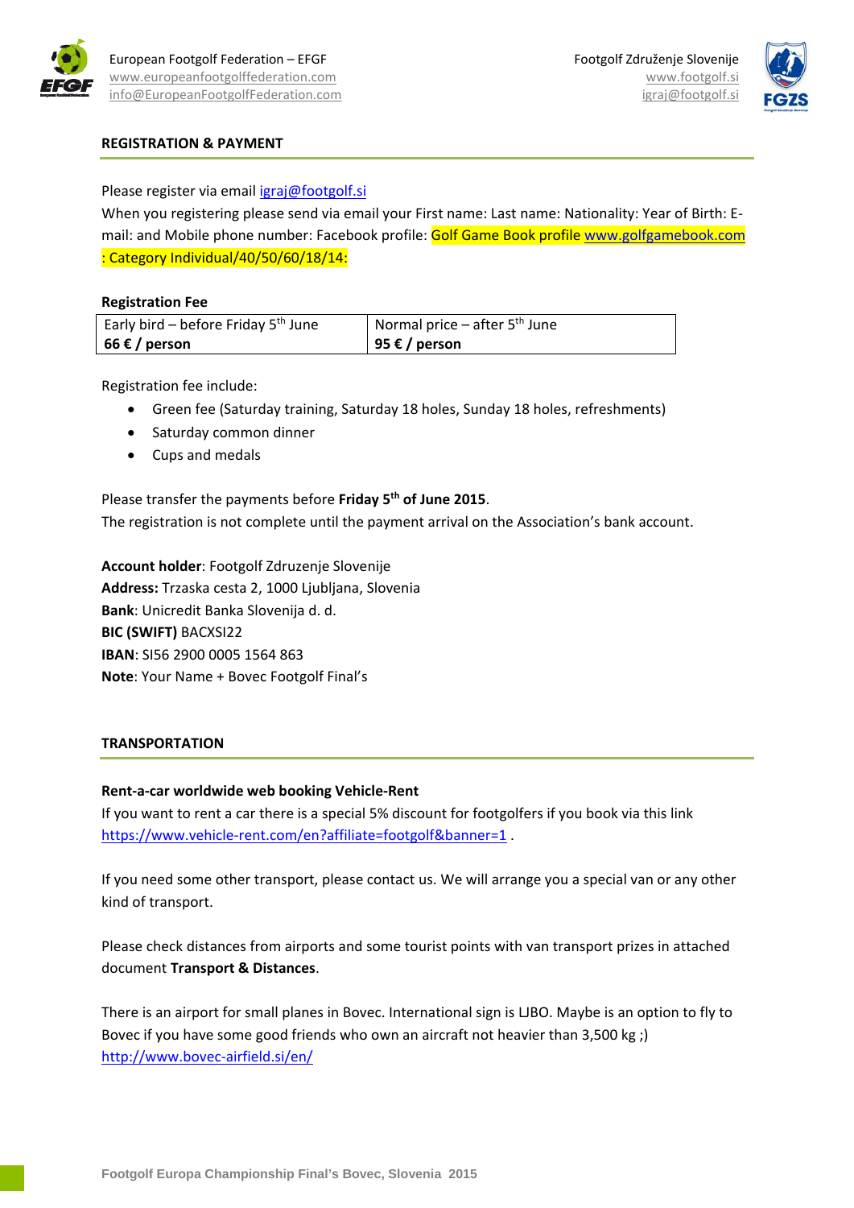## REGISTRATION & PAYMENT

Please register via email igraj@footgolf.si
When you registering please send via email your First name: Last name: Nationality: Year of Birth: E-mail: and Mobile phone number: Facebook profile: Golf Game Book profile www.golfgamebook.com : Category Individual/40/50/60/18/14:

**Registration Fee**

| | |
|---|---|
| Early bird – before Friday 5th June<br>**66 € / person** | Normal price – after 5th June<br>**95 € / person** |

Registration fee include:

- Green fee (Saturday training, Saturday 18 holes, Sunday 18 holes, refreshments)
- Saturday common dinner
- Cups and medals

Please transfer the payments before **Friday 5th of June 2015**.
The registration is not complete until the payment arrival on the Association's bank account.

**Account holder**: Footgolf Zdruzenje Slovenije
**Address:** Trzaska cesta 2, 1000 Ljubljana, Slovenia
**Bank**: Unicredit Banka Slovenija d. d.
**BIC (SWIFT)** BACXSI22
**IBAN**: SI56 2900 0005 1564 863
**Note**: Your Name + Bovec Footgolf Final's

## TRANSPORTATION

**Rent-a-car worldwide web booking Vehicle-Rent**
If you want to rent a car there is a special 5% discount for footgolfers if you book via this link https://www.vehicle-rent.com/en?affiliate=footgolf&banner=1 .

If you need some other transport, please contact us. We will arrange you a special van or any other kind of transport.

Please check distances from airports and some tourist points with van transport prizes in attached document **Transport & Distances**.

There is an airport for small planes in Bovec. International sign is LJBO. Maybe is an option to fly to Bovec if you have some good friends who own an aircraft not heavier than 3,500 kg ;)
http://www.bovec-airfield.si/en/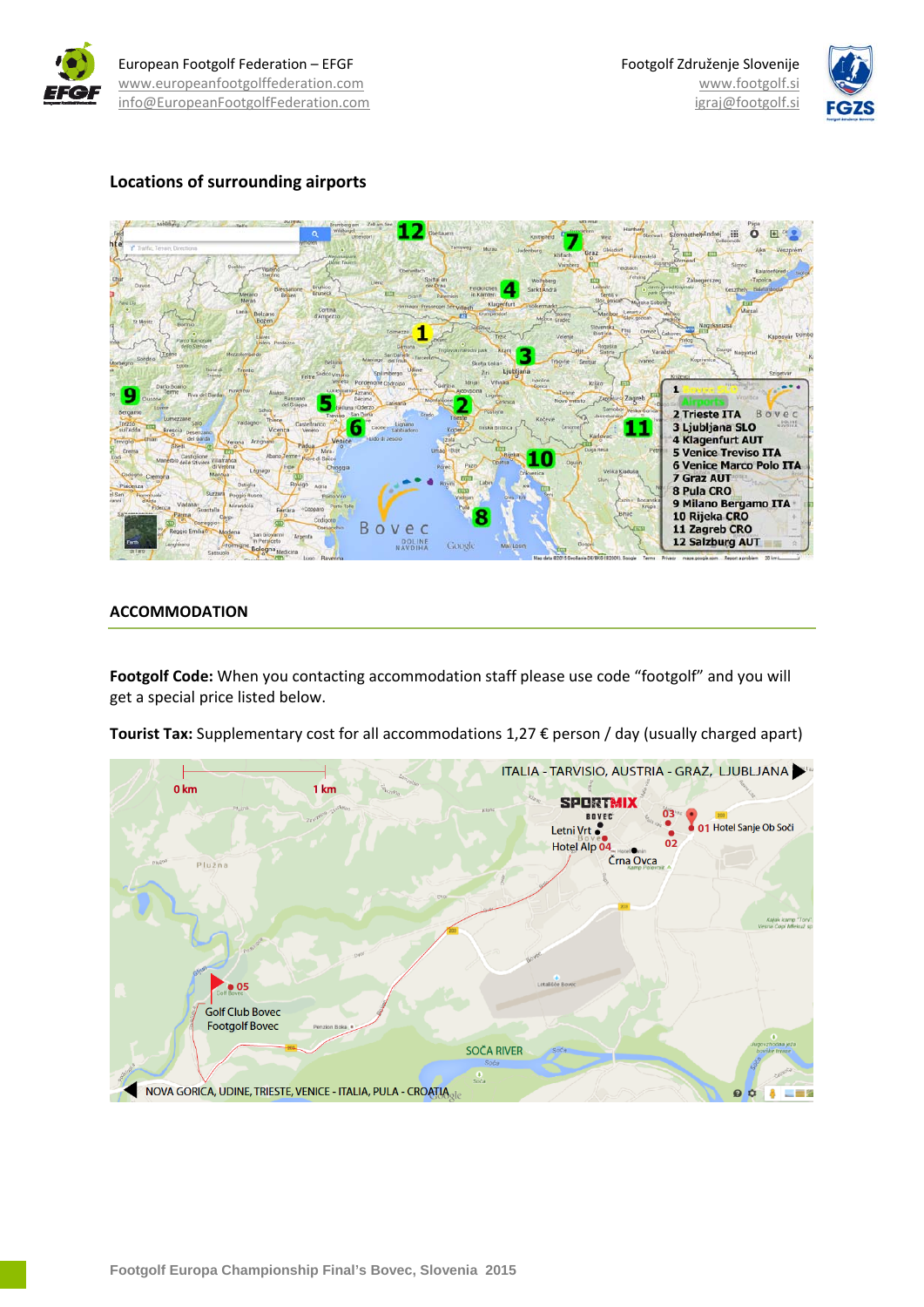European Footgolf Federation – EFGF
www.europeanfootgolffederation.com
info@EuropeanFootgolfFederation.com

Footgolf Združenje Slovenije
www.footgolf.si
igraj@footgolf.si

## Locations of surrounding airports

1 Bovec SLO Airports
2 Trieste ITA
3 Ljubljana SLO
4 Klagenfurt AUT
5 Venice Treviso ITA
6 Venice Marco Polo ITA
7 Graz AUT
8 Pula CRO
9 Milano Bergamo ITA
10 Rijeka CRO
11 Zagreb CRO
12 Salzburg AUT

## ACCOMMODATION

**Footgolf Code:** When you contacting accommodation staff please use code “footgolf” and you will get a special price listed below.

**Tourist Tax:** Supplementary cost for all accommodations 1,27 € person / day (usually charged apart)

0 km
1 km
ITALIA - TARVISIO, AUSTRIA - GRAZ, LJUBLJANA
SPORTMIX BOVEC
03
01 Hotel Sanje Ob Soči
Letni Vrt
02
Hotel Alp 04
Črna Ovca
05
Golf Club Bovec
Footgolf Bovec
SOČA RIVER
NOVA GORICA, UDINE, TRIESTE, VENICE - ITALIA, PULA - CROATIA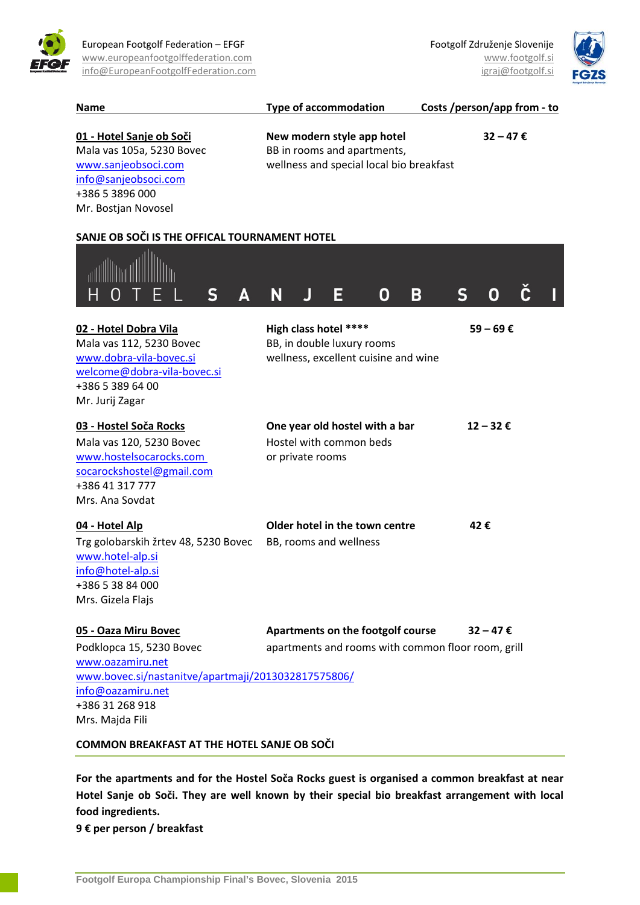| Name | Type of accommodation | Costs /person/app from - to |
|---|---|---|
| **01 - Hotel Sanje ob Soči**<br>Mala vas 105a, 5230 Bovec<br>www.sanjeobsoci.com<br>info@sanjeobsoci.com<br>+386 5 3896 000<br>Mr. Bostjan Novosel | **New modern style app hotel**<br>BB in rooms and apartments,<br>wellness and special local bio breakfast | **32 – 47 €** |

**SANJE OB SOČI IS THE OFFICAL TOURNAMENT HOTEL**

HOTEL SANJE OB SOČI

| Name | Type of accommodation | Costs /person/app from - to |
|---|---|---|
| **02 - Hotel Dobra Vila**<br>Mala vas 112, 5230 Bovec<br>www.dobra-vila-bovec.si<br>welcome@dobra-vila-bovec.si<br>+386 5 389 64 00<br>Mr. Jurij Zagar | **High class hotel \*\*\*\***<br>BB, in double luxury rooms<br>wellness, excellent cuisine and wine | **59 – 69 €** |
| **03 - Hostel Soča Rocks**<br>Mala vas 120, 5230 Bovec<br>www.hostelsocarocks.com<br>socarockshostel@gmail.com<br>+386 41 317 777<br>Mrs. Ana Sovdat | **One year old hostel with a bar**<br>Hostel with common beds<br>or private rooms | **12 – 32 €** |
| **04 - Hotel Alp**<br>Trg golobarskih žrtev 48, 5230 Bovec<br>www.hotel-alp.si<br>info@hotel-alp.si<br>+386 5 38 84 000<br>Mrs. Gizela Flajs | **Older hotel in the town centre**<br>BB, rooms and wellness | **42 €** |
| **05 - Oaza Miru Bovec**<br>Podklopca 15, 5230 Bovec<br>www.oazamiru.net<br>www.bovec.si/nastanitve/apartmaji/2013032817575806/<br>info@oazamiru.net<br>+386 31 268 918<br>Mrs. Majda Fili | **Apartments on the footgolf course**<br>apartments and rooms with common floor room, grill | **32 – 47 €** |

**COMMON BREAKFAST AT THE HOTEL SANJE OB SOČI**

**For the apartments and for the Hostel Soča Rocks guest is organised a common breakfast at near Hotel Sanje ob Soči. They are well known by their special bio breakfast arrangement with local food ingredients.**

**9 € per person / breakfast**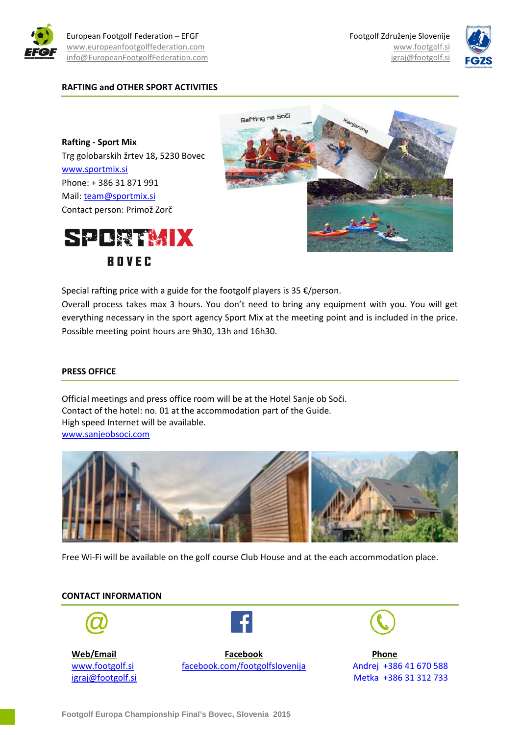## RAFTING and OTHER SPORT ACTIVITIES

**Rafting - Sport Mix**
Trg golobarskih žrtev 18, 5230 Bovec
www.sportmix.si
Phone: + 386 31 871 991
Mail: team@sportmix.si
Contact person: Primož Zorč

Special rafting price with a guide for the footgolf players is 35 €/person.
Overall process takes max 3 hours. You don't need to bring any equipment with you. You will get everything necessary in the sport agency Sport Mix at the meeting point and is included in the price. Possible meeting point hours are 9h30, 13h and 16h30.

## PRESS OFFICE

Official meetings and press office room will be at the Hotel Sanje ob Soči.
Contact of the hotel: no. 01 at the accommodation part of the Guide.
High speed Internet will be available.
www.sanjeobsoci.com

Free Wi-Fi will be available on the golf course Club House and at the each accommodation place.

## CONTACT INFORMATION

**Web/Email**
www.footgolf.si
igraj@footgolf.si

**Facebook**
facebook.com/footgolfslovenija

**Phone**
Andrej +386 41 670 588
Metka +386 31 312 733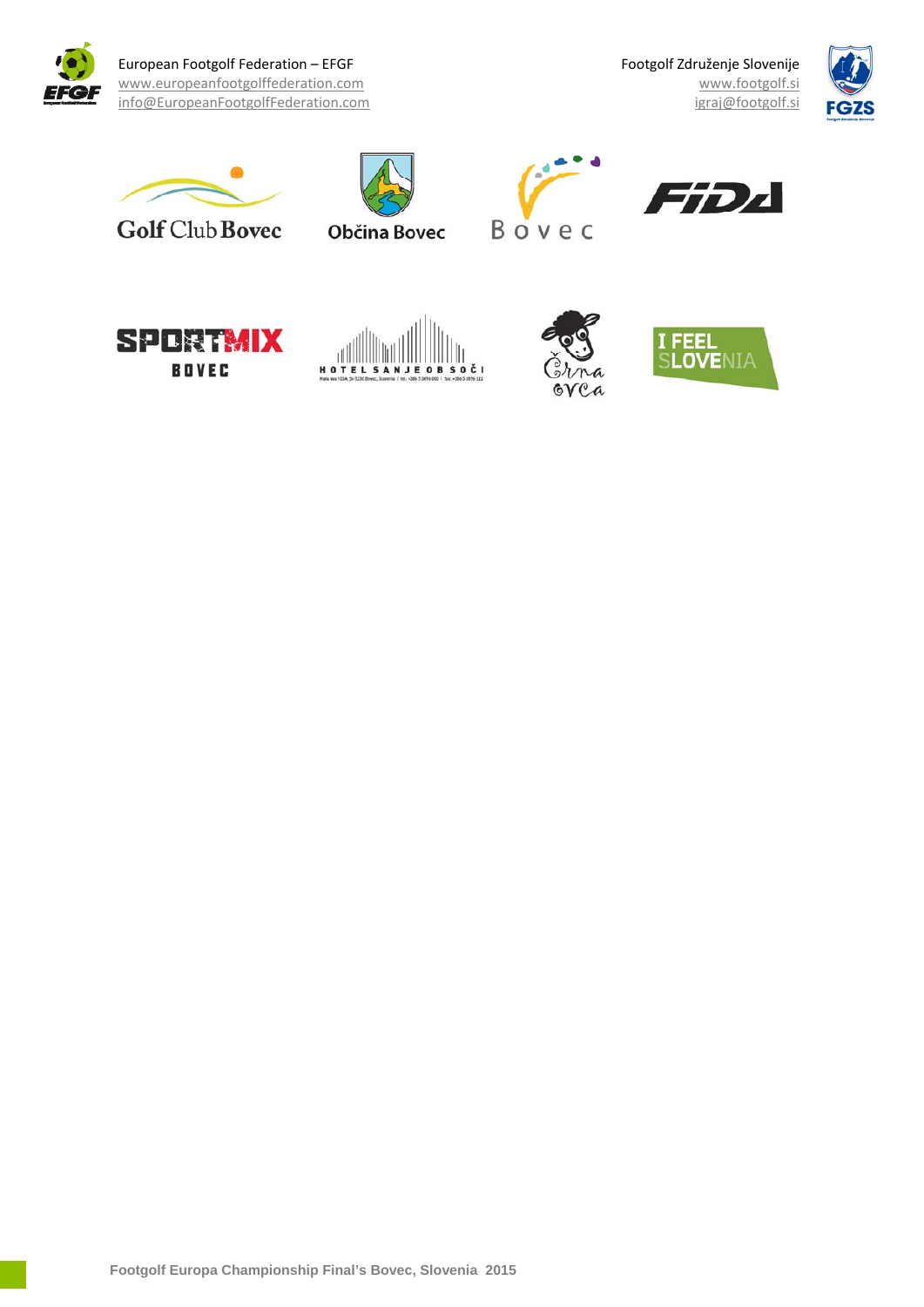European Footgolf Federation – EFGF
www.europeanfootgolffederation.com
info@EuropeanFootgolfFederation.com

Footgolf Združenje Slovenije
www.footgolf.si
igraj@footgolf.si

Golf Club Bovec

Občina Bovec

Bovec

FiDA

SPORTMIX BOVEC

HOTEL SANJE OB SOČI

Črna ovca

I FEEL SLOVENIA